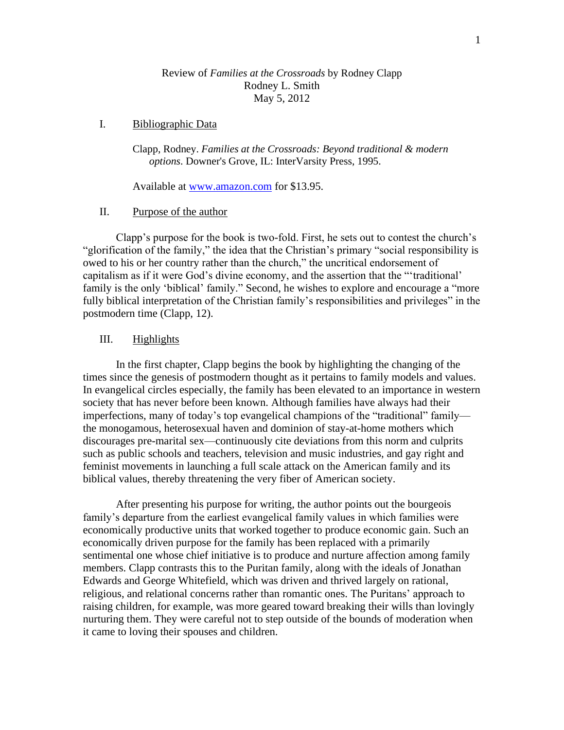Review of *Families at the Crossroads* by Rodney Clapp
Rodney L. Smith
May 5, 2012

I. Bibliographic Data

Clapp, Rodney. *Families at the Crossroads: Beyond traditional & modern options*. Downer's Grove, IL: InterVarsity Press, 1995.

Available at www.amazon.com for $13.95.

II. Purpose of the author

Clapp's purpose for the book is two-fold. First, he sets out to contest the church's "glorification of the family," the idea that the Christian's primary "social responsibility is owed to his or her country rather than the church," the uncritical endorsement of capitalism as if it were God's divine economy, and the assertion that the "'traditional' family is the only 'biblical' family." Second, he wishes to explore and encourage a "more fully biblical interpretation of the Christian family's responsibilities and privileges" in the postmodern time (Clapp, 12).

III. Highlights

In the first chapter, Clapp begins the book by highlighting the changing of the times since the genesis of postmodern thought as it pertains to family models and values. In evangelical circles especially, the family has been elevated to an importance in western society that has never before been known. Although families have always had their imperfections, many of today's top evangelical champions of the "traditional" family—the monogamous, heterosexual haven and dominion of stay-at-home mothers which discourages pre-marital sex—continuously cite deviations from this norm and culprits such as public schools and teachers, television and music industries, and gay right and feminist movements in launching a full scale attack on the American family and its biblical values, thereby threatening the very fiber of American society.

After presenting his purpose for writing, the author points out the bourgeois family's departure from the earliest evangelical family values in which families were economically productive units that worked together to produce economic gain. Such an economically driven purpose for the family has been replaced with a primarily sentimental one whose chief initiative is to produce and nurture affection among family members. Clapp contrasts this to the Puritan family, along with the ideals of Jonathan Edwards and George Whitefield, which was driven and thrived largely on rational, religious, and relational concerns rather than romantic ones. The Puritans' approach to raising children, for example, was more geared toward breaking their wills than lovingly nurturing them. They were careful not to step outside of the bounds of moderation when it came to loving their spouses and children.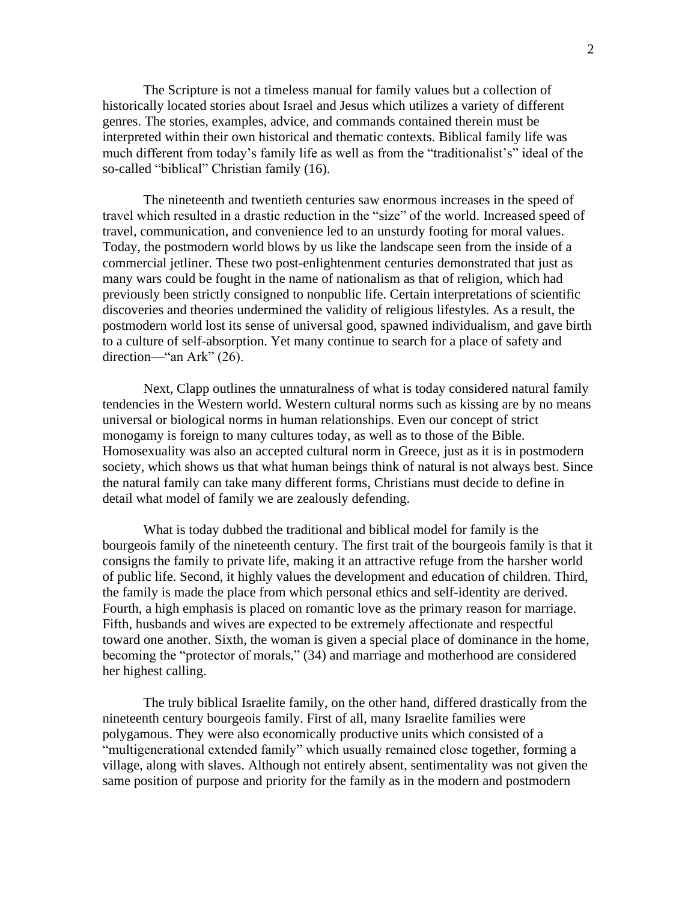The Scripture is not a timeless manual for family values but a collection of historically located stories about Israel and Jesus which utilizes a variety of different genres. The stories, examples, advice, and commands contained therein must be interpreted within their own historical and thematic contexts. Biblical family life was much different from today's family life as well as from the "traditionalist's" ideal of the so-called "biblical" Christian family (16).

The nineteenth and twentieth centuries saw enormous increases in the speed of travel which resulted in a drastic reduction in the "size" of the world. Increased speed of travel, communication, and convenience led to an unsturdy footing for moral values. Today, the postmodern world blows by us like the landscape seen from the inside of a commercial jetliner. These two post-enlightenment centuries demonstrated that just as many wars could be fought in the name of nationalism as that of religion, which had previously been strictly consigned to nonpublic life. Certain interpretations of scientific discoveries and theories undermined the validity of religious lifestyles. As a result, the postmodern world lost its sense of universal good, spawned individualism, and gave birth to a culture of self-absorption. Yet many continue to search for a place of safety and direction—"an Ark" (26).

Next, Clapp outlines the unnaturalness of what is today considered natural family tendencies in the Western world. Western cultural norms such as kissing are by no means universal or biological norms in human relationships. Even our concept of strict monogamy is foreign to many cultures today, as well as to those of the Bible. Homosexuality was also an accepted cultural norm in Greece, just as it is in postmodern society, which shows us that what human beings think of natural is not always best. Since the natural family can take many different forms, Christians must decide to define in detail what model of family we are zealously defending.

What is today dubbed the traditional and biblical model for family is the bourgeois family of the nineteenth century. The first trait of the bourgeois family is that it consigns the family to private life, making it an attractive refuge from the harsher world of public life. Second, it highly values the development and education of children. Third, the family is made the place from which personal ethics and self-identity are derived. Fourth, a high emphasis is placed on romantic love as the primary reason for marriage. Fifth, husbands and wives are expected to be extremely affectionate and respectful toward one another. Sixth, the woman is given a special place of dominance in the home, becoming the "protector of morals," (34) and marriage and motherhood are considered her highest calling.

The truly biblical Israelite family, on the other hand, differed drastically from the nineteenth century bourgeois family. First of all, many Israelite families were polygamous. They were also economically productive units which consisted of a "multigenerational extended family" which usually remained close together, forming a village, along with slaves. Although not entirely absent, sentimentality was not given the same position of purpose and priority for the family as in the modern and postmodern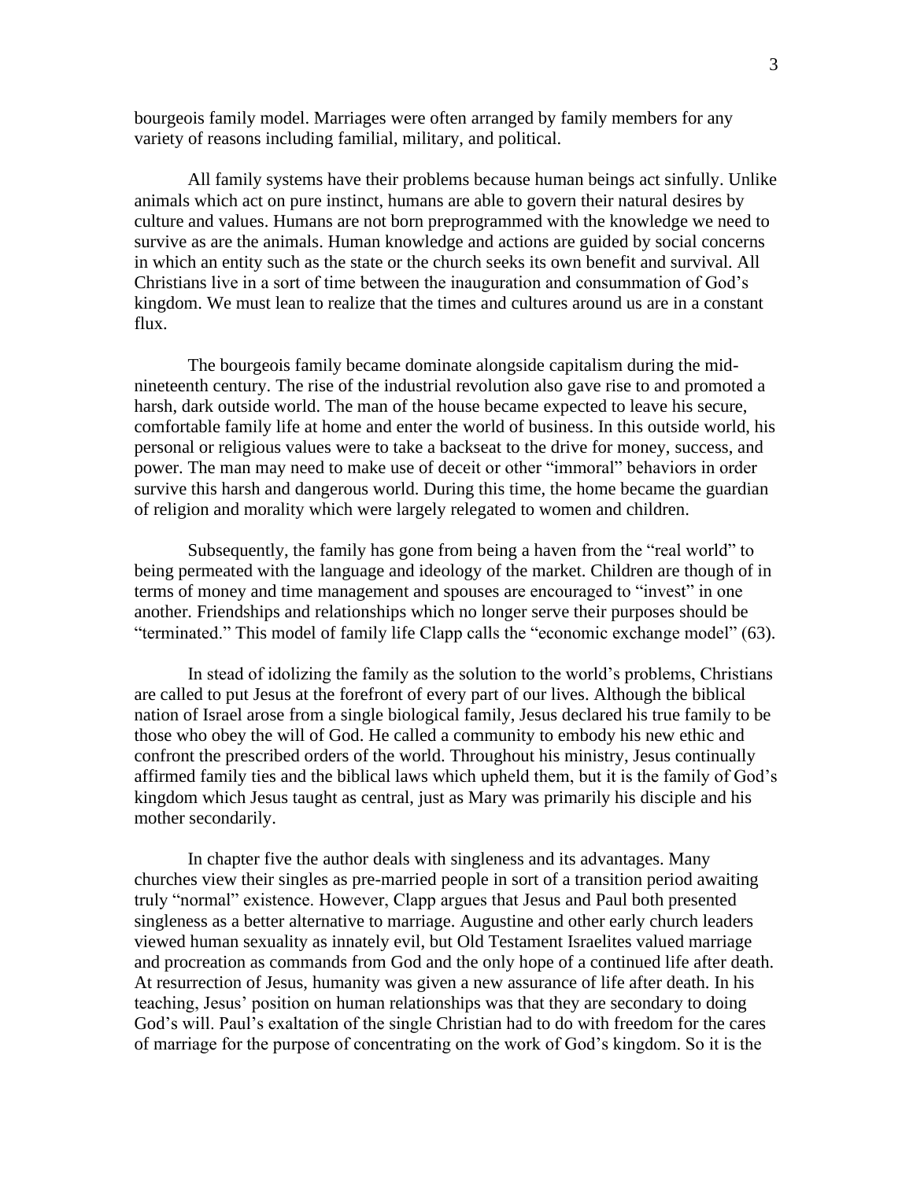bourgeois family model. Marriages were often arranged by family members for any variety of reasons including familial, military, and political.

All family systems have their problems because human beings act sinfully. Unlike animals which act on pure instinct, humans are able to govern their natural desires by culture and values. Humans are not born preprogrammed with the knowledge we need to survive as are the animals. Human knowledge and actions are guided by social concerns in which an entity such as the state or the church seeks its own benefit and survival. All Christians live in a sort of time between the inauguration and consummation of God's kingdom. We must lean to realize that the times and cultures around us are in a constant flux.

The bourgeois family became dominate alongside capitalism during the mid-nineteenth century. The rise of the industrial revolution also gave rise to and promoted a harsh, dark outside world. The man of the house became expected to leave his secure, comfortable family life at home and enter the world of business. In this outside world, his personal or religious values were to take a backseat to the drive for money, success, and power. The man may need to make use of deceit or other "immoral" behaviors in order survive this harsh and dangerous world. During this time, the home became the guardian of religion and morality which were largely relegated to women and children.

Subsequently, the family has gone from being a haven from the "real world" to being permeated with the language and ideology of the market. Children are though of in terms of money and time management and spouses are encouraged to "invest" in one another. Friendships and relationships which no longer serve their purposes should be "terminated." This model of family life Clapp calls the "economic exchange model" (63).

In stead of idolizing the family as the solution to the world's problems, Christians are called to put Jesus at the forefront of every part of our lives. Although the biblical nation of Israel arose from a single biological family, Jesus declared his true family to be those who obey the will of God. He called a community to embody his new ethic and confront the prescribed orders of the world. Throughout his ministry, Jesus continually affirmed family ties and the biblical laws which upheld them, but it is the family of God's kingdom which Jesus taught as central, just as Mary was primarily his disciple and his mother secondarily.

In chapter five the author deals with singleness and its advantages. Many churches view their singles as pre-married people in sort of a transition period awaiting truly "normal" existence. However, Clapp argues that Jesus and Paul both presented singleness as a better alternative to marriage. Augustine and other early church leaders viewed human sexuality as innately evil, but Old Testament Israelites valued marriage and procreation as commands from God and the only hope of a continued life after death. At resurrection of Jesus, humanity was given a new assurance of life after death. In his teaching, Jesus' position on human relationships was that they are secondary to doing God's will. Paul's exaltation of the single Christian had to do with freedom for the cares of marriage for the purpose of concentrating on the work of God's kingdom. So it is the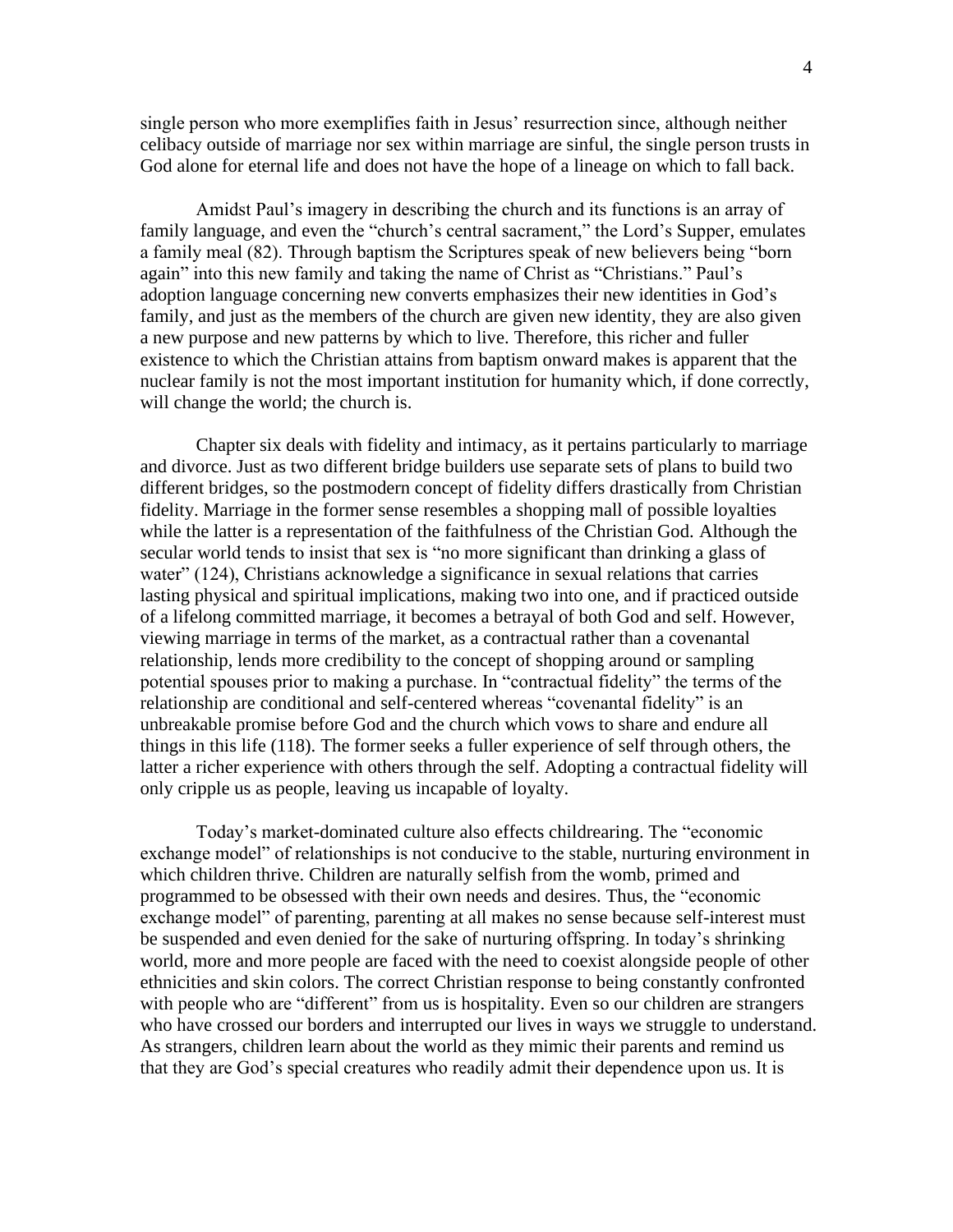single person who more exemplifies faith in Jesus' resurrection since, although neither celibacy outside of marriage nor sex within marriage are sinful, the single person trusts in God alone for eternal life and does not have the hope of a lineage on which to fall back.

Amidst Paul's imagery in describing the church and its functions is an array of family language, and even the "church's central sacrament," the Lord's Supper, emulates a family meal (82). Through baptism the Scriptures speak of new believers being "born again" into this new family and taking the name of Christ as "Christians." Paul's adoption language concerning new converts emphasizes their new identities in God's family, and just as the members of the church are given new identity, they are also given a new purpose and new patterns by which to live. Therefore, this richer and fuller existence to which the Christian attains from baptism onward makes is apparent that the nuclear family is not the most important institution for humanity which, if done correctly, will change the world; the church is.

Chapter six deals with fidelity and intimacy, as it pertains particularly to marriage and divorce. Just as two different bridge builders use separate sets of plans to build two different bridges, so the postmodern concept of fidelity differs drastically from Christian fidelity. Marriage in the former sense resembles a shopping mall of possible loyalties while the latter is a representation of the faithfulness of the Christian God. Although the secular world tends to insist that sex is "no more significant than drinking a glass of water" (124), Christians acknowledge a significance in sexual relations that carries lasting physical and spiritual implications, making two into one, and if practiced outside of a lifelong committed marriage, it becomes a betrayal of both God and self. However, viewing marriage in terms of the market, as a contractual rather than a covenantal relationship, lends more credibility to the concept of shopping around or sampling potential spouses prior to making a purchase. In "contractual fidelity" the terms of the relationship are conditional and self-centered whereas "covenantal fidelity" is an unbreakable promise before God and the church which vows to share and endure all things in this life (118). The former seeks a fuller experience of self through others, the latter a richer experience with others through the self. Adopting a contractual fidelity will only cripple us as people, leaving us incapable of loyalty.

Today's market-dominated culture also effects childrearing. The "economic exchange model" of relationships is not conducive to the stable, nurturing environment in which children thrive. Children are naturally selfish from the womb, primed and programmed to be obsessed with their own needs and desires. Thus, the "economic exchange model" of parenting, parenting at all makes no sense because self-interest must be suspended and even denied for the sake of nurturing offspring. In today's shrinking world, more and more people are faced with the need to coexist alongside people of other ethnicities and skin colors. The correct Christian response to being constantly confronted with people who are "different" from us is hospitality. Even so our children are strangers who have crossed our borders and interrupted our lives in ways we struggle to understand. As strangers, children learn about the world as they mimic their parents and remind us that they are God's special creatures who readily admit their dependence upon us. It is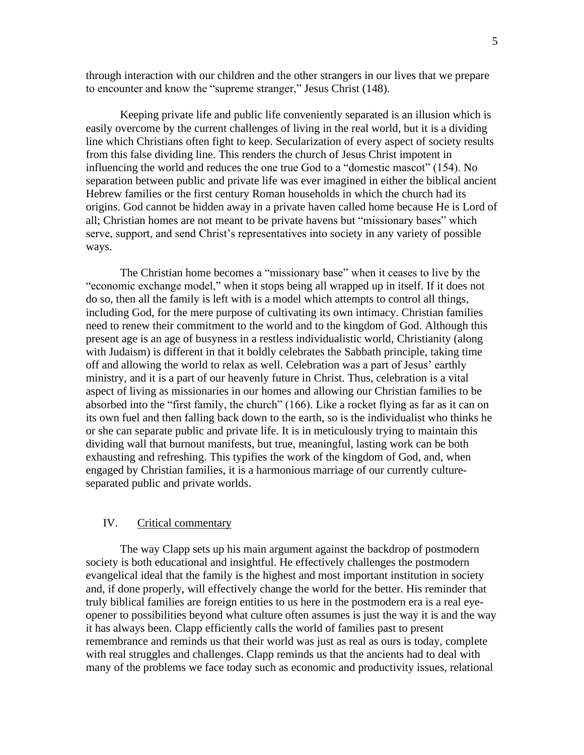through interaction with our children and the other strangers in our lives that we prepare to encounter and know the "supreme stranger," Jesus Christ (148).

Keeping private life and public life conveniently separated is an illusion which is easily overcome by the current challenges of living in the real world, but it is a dividing line which Christians often fight to keep. Secularization of every aspect of society results from this false dividing line. This renders the church of Jesus Christ impotent in influencing the world and reduces the one true God to a "domestic mascot" (154). No separation between public and private life was ever imagined in either the biblical ancient Hebrew families or the first century Roman households in which the church had its origins. God cannot be hidden away in a private haven called home because He is Lord of all; Christian homes are not meant to be private havens but "missionary bases" which serve, support, and send Christ's representatives into society in any variety of possible ways.

The Christian home becomes a "missionary base" when it ceases to live by the "economic exchange model," when it stops being all wrapped up in itself. If it does not do so, then all the family is left with is a model which attempts to control all things, including God, for the mere purpose of cultivating its own intimacy. Christian families need to renew their commitment to the world and to the kingdom of God. Although this present age is an age of busyness in a restless individualistic world, Christianity (along with Judaism) is different in that it boldly celebrates the Sabbath principle, taking time off and allowing the world to relax as well. Celebration was a part of Jesus' earthly ministry, and it is a part of our heavenly future in Christ. Thus, celebration is a vital aspect of living as missionaries in our homes and allowing our Christian families to be absorbed into the "first family, the church" (166). Like a rocket flying as far as it can on its own fuel and then falling back down to the earth, so is the individualist who thinks he or she can separate public and private life. It is in meticulously trying to maintain this dividing wall that burnout manifests, but true, meaningful, lasting work can be both exhausting and refreshing. This typifies the work of the kingdom of God, and, when engaged by Christian families, it is a harmonious marriage of our currently culture-separated public and private worlds.

## IV. Critical commentary

The way Clapp sets up his main argument against the backdrop of postmodern society is both educational and insightful. He effectively challenges the postmodern evangelical ideal that the family is the highest and most important institution in society and, if done properly, will effectively change the world for the better. His reminder that truly biblical families are foreign entities to us here in the postmodern era is a real eye-opener to possibilities beyond what culture often assumes is just the way it is and the way it has always been. Clapp efficiently calls the world of families past to present remembrance and reminds us that their world was just as real as ours is today, complete with real struggles and challenges. Clapp reminds us that the ancients had to deal with many of the problems we face today such as economic and productivity issues, relational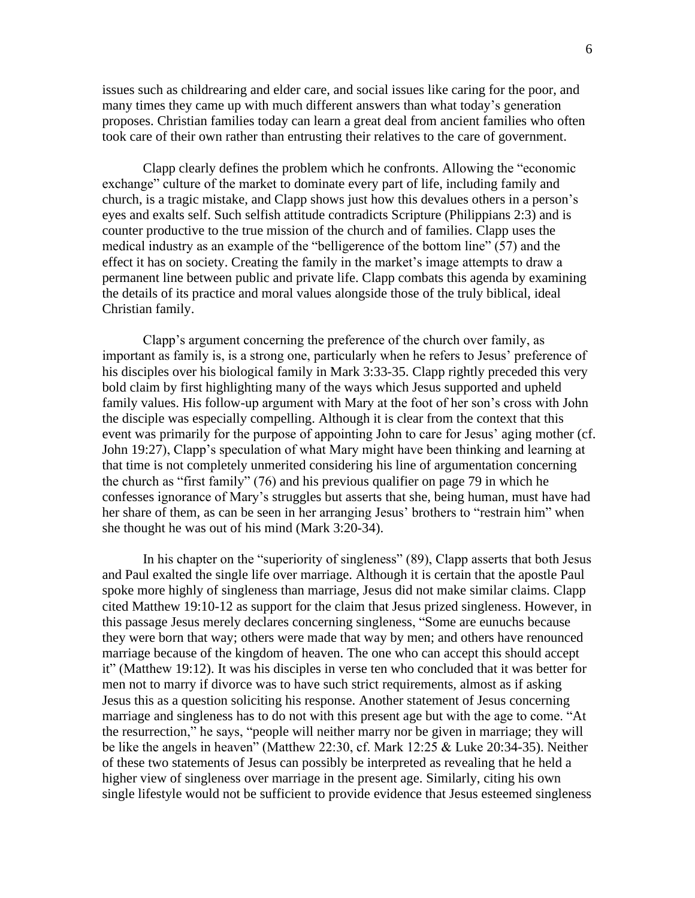issues such as childrearing and elder care, and social issues like caring for the poor, and many times they came up with much different answers than what today's generation proposes. Christian families today can learn a great deal from ancient families who often took care of their own rather than entrusting their relatives to the care of government.

Clapp clearly defines the problem which he confronts. Allowing the "economic exchange" culture of the market to dominate every part of life, including family and church, is a tragic mistake, and Clapp shows just how this devalues others in a person's eyes and exalts self. Such selfish attitude contradicts Scripture (Philippians 2:3) and is counter productive to the true mission of the church and of families. Clapp uses the medical industry as an example of the "belligerence of the bottom line" (57) and the effect it has on society. Creating the family in the market's image attempts to draw a permanent line between public and private life. Clapp combats this agenda by examining the details of its practice and moral values alongside those of the truly biblical, ideal Christian family.

Clapp's argument concerning the preference of the church over family, as important as family is, is a strong one, particularly when he refers to Jesus' preference of his disciples over his biological family in Mark 3:33-35. Clapp rightly preceded this very bold claim by first highlighting many of the ways which Jesus supported and upheld family values. His follow-up argument with Mary at the foot of her son's cross with John the disciple was especially compelling. Although it is clear from the context that this event was primarily for the purpose of appointing John to care for Jesus' aging mother (cf. John 19:27), Clapp's speculation of what Mary might have been thinking and learning at that time is not completely unmerited considering his line of argumentation concerning the church as "first family" (76) and his previous qualifier on page 79 in which he confesses ignorance of Mary's struggles but asserts that she, being human, must have had her share of them, as can be seen in her arranging Jesus' brothers to "restrain him" when she thought he was out of his mind (Mark 3:20-34).

In his chapter on the "superiority of singleness" (89), Clapp asserts that both Jesus and Paul exalted the single life over marriage. Although it is certain that the apostle Paul spoke more highly of singleness than marriage, Jesus did not make similar claims. Clapp cited Matthew 19:10-12 as support for the claim that Jesus prized singleness. However, in this passage Jesus merely declares concerning singleness, "Some are eunuchs because they were born that way; others were made that way by men; and others have renounced marriage because of the kingdom of heaven. The one who can accept this should accept it" (Matthew 19:12). It was his disciples in verse ten who concluded that it was better for men not to marry if divorce was to have such strict requirements, almost as if asking Jesus this as a question soliciting his response. Another statement of Jesus concerning marriage and singleness has to do not with this present age but with the age to come. "At the resurrection," he says, "people will neither marry nor be given in marriage; they will be like the angels in heaven" (Matthew 22:30, cf. Mark 12:25 & Luke 20:34-35). Neither of these two statements of Jesus can possibly be interpreted as revealing that he held a higher view of singleness over marriage in the present age. Similarly, citing his own single lifestyle would not be sufficient to provide evidence that Jesus esteemed singleness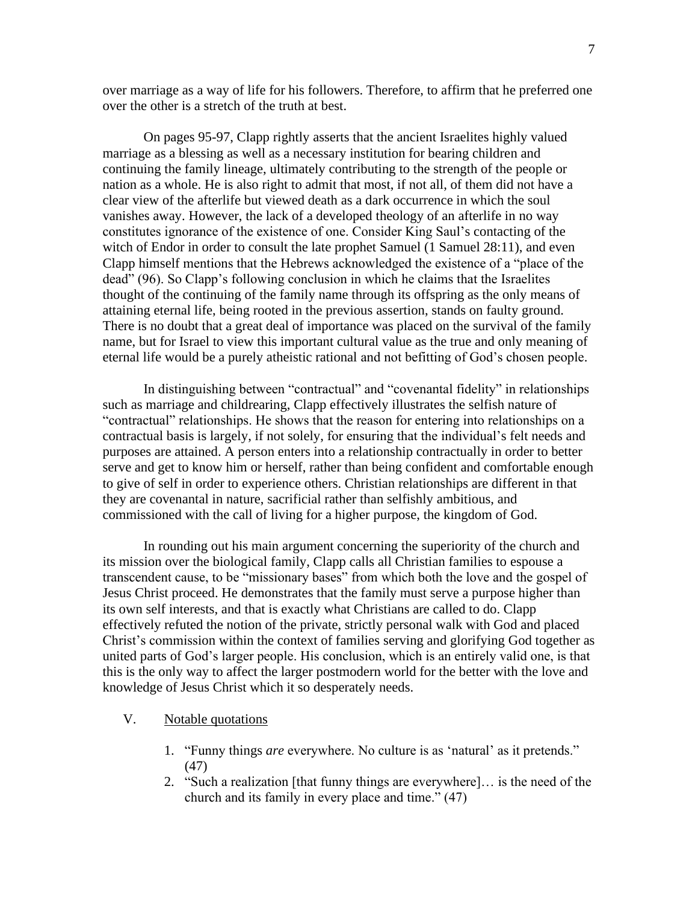over marriage as a way of life for his followers. Therefore, to affirm that he preferred one over the other is a stretch of the truth at best.

On pages 95-97, Clapp rightly asserts that the ancient Israelites highly valued marriage as a blessing as well as a necessary institution for bearing children and continuing the family lineage, ultimately contributing to the strength of the people or nation as a whole. He is also right to admit that most, if not all, of them did not have a clear view of the afterlife but viewed death as a dark occurrence in which the soul vanishes away. However, the lack of a developed theology of an afterlife in no way constitutes ignorance of the existence of one. Consider King Saul's contacting of the witch of Endor in order to consult the late prophet Samuel (1 Samuel 28:11), and even Clapp himself mentions that the Hebrews acknowledged the existence of a "place of the dead" (96). So Clapp's following conclusion in which he claims that the Israelites thought of the continuing of the family name through its offspring as the only means of attaining eternal life, being rooted in the previous assertion, stands on faulty ground. There is no doubt that a great deal of importance was placed on the survival of the family name, but for Israel to view this important cultural value as the true and only meaning of eternal life would be a purely atheistic rational and not befitting of God's chosen people.

In distinguishing between "contractual" and "covenantal fidelity" in relationships such as marriage and childrearing, Clapp effectively illustrates the selfish nature of "contractual" relationships. He shows that the reason for entering into relationships on a contractual basis is largely, if not solely, for ensuring that the individual's felt needs and purposes are attained. A person enters into a relationship contractually in order to better serve and get to know him or herself, rather than being confident and comfortable enough to give of self in order to experience others. Christian relationships are different in that they are covenantal in nature, sacrificial rather than selfishly ambitious, and commissioned with the call of living for a higher purpose, the kingdom of God.

In rounding out his main argument concerning the superiority of the church and its mission over the biological family, Clapp calls all Christian families to espouse a transcendent cause, to be "missionary bases" from which both the love and the gospel of Jesus Christ proceed. He demonstrates that the family must serve a purpose higher than its own self interests, and that is exactly what Christians are called to do. Clapp effectively refuted the notion of the private, strictly personal walk with God and placed Christ's commission within the context of families serving and glorifying God together as united parts of God's larger people. His conclusion, which is an entirely valid one, is that this is the only way to affect the larger postmodern world for the better with the love and knowledge of Jesus Christ which it so desperately needs.

V. Notable quotations

1. "Funny things *are* everywhere. No culture is as 'natural' as it pretends." (47)
2. "Such a realization [that funny things are everywhere]… is the need of the church and its family in every place and time." (47)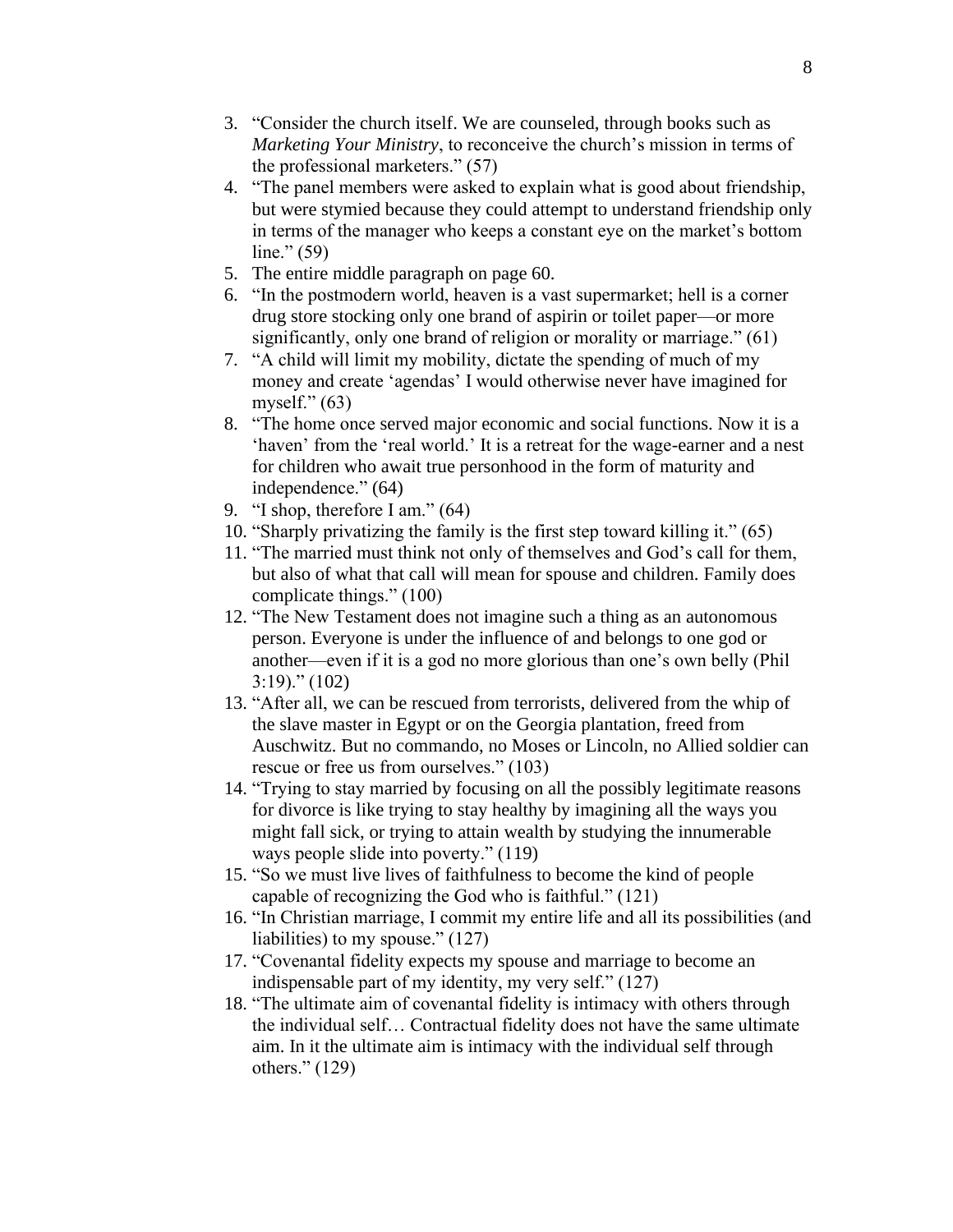3. "Consider the church itself. We are counseled, through books such as *Marketing Your Ministry*, to reconceive the church's mission in terms of the professional marketers." (57)
4. "The panel members were asked to explain what is good about friendship, but were stymied because they could attempt to understand friendship only in terms of the manager who keeps a constant eye on the market's bottom line." (59)
5. The entire middle paragraph on page 60.
6. "In the postmodern world, heaven is a vast supermarket; hell is a corner drug store stocking only one brand of aspirin or toilet paper—or more significantly, only one brand of religion or morality or marriage." (61)
7. "A child will limit my mobility, dictate the spending of much of my money and create 'agendas' I would otherwise never have imagined for myself." (63)
8. "The home once served major economic and social functions. Now it is a 'haven' from the 'real world.' It is a retreat for the wage-earner and a nest for children who await true personhood in the form of maturity and independence." (64)
9. "I shop, therefore I am." (64)
10. "Sharply privatizing the family is the first step toward killing it." (65)
11. "The married must think not only of themselves and God's call for them, but also of what that call will mean for spouse and children. Family does complicate things." (100)
12. "The New Testament does not imagine such a thing as an autonomous person. Everyone is under the influence of and belongs to one god or another—even if it is a god no more glorious than one's own belly (Phil 3:19)." (102)
13. "After all, we can be rescued from terrorists, delivered from the whip of the slave master in Egypt or on the Georgia plantation, freed from Auschwitz. But no commando, no Moses or Lincoln, no Allied soldier can rescue or free us from ourselves." (103)
14. "Trying to stay married by focusing on all the possibly legitimate reasons for divorce is like trying to stay healthy by imagining all the ways you might fall sick, or trying to attain wealth by studying the innumerable ways people slide into poverty." (119)
15. "So we must live lives of faithfulness to become the kind of people capable of recognizing the God who is faithful." (121)
16. "In Christian marriage, I commit my entire life and all its possibilities (and liabilities) to my spouse." (127)
17. "Covenantal fidelity expects my spouse and marriage to become an indispensable part of my identity, my very self." (127)
18. "The ultimate aim of covenantal fidelity is intimacy with others through the individual self… Contractual fidelity does not have the same ultimate aim. In it the ultimate aim is intimacy with the individual self through others." (129)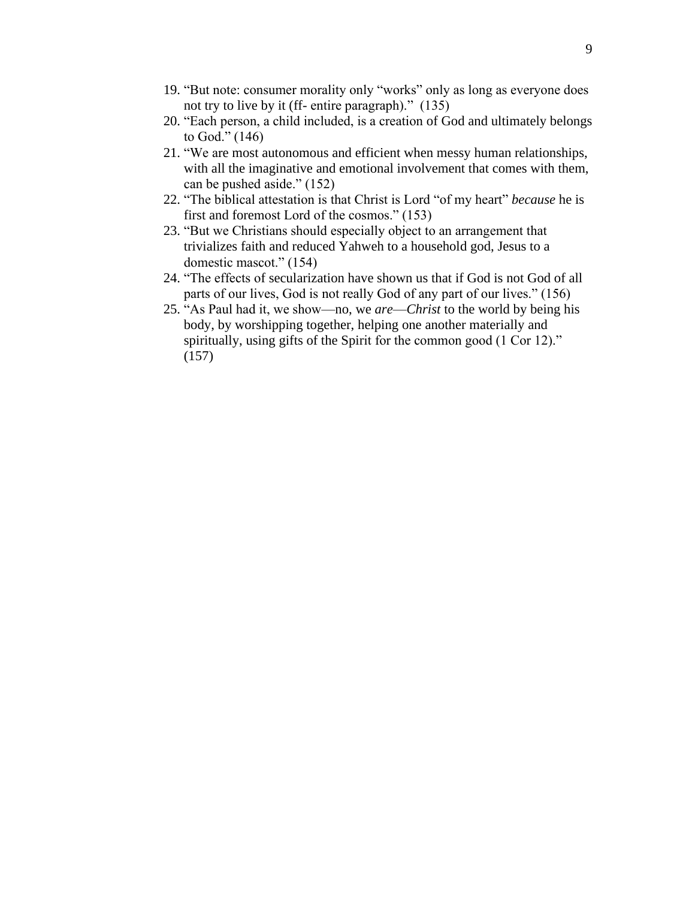19. "But note: consumer morality only "works" only as long as everyone does not try to live by it (ff- entire paragraph)."  (135)
20. "Each person, a child included, is a creation of God and ultimately belongs to God." (146)
21. "We are most autonomous and efficient when messy human relationships, with all the imaginative and emotional involvement that comes with them, can be pushed aside." (152)
22. "The biblical attestation is that Christ is Lord "of my heart" *because* he is first and foremost Lord of the cosmos." (153)
23. "But we Christians should especially object to an arrangement that trivializes faith and reduced Yahweh to a household god, Jesus to a domestic mascot." (154)
24. "The effects of secularization have shown us that if God is not God of all parts of our lives, God is not really God of any part of our lives." (156)
25. "As Paul had it, we show—no, we *are*—*Christ* to the world by being his body, by worshipping together, helping one another materially and spiritually, using gifts of the Spirit for the common good (1 Cor 12)." (157)